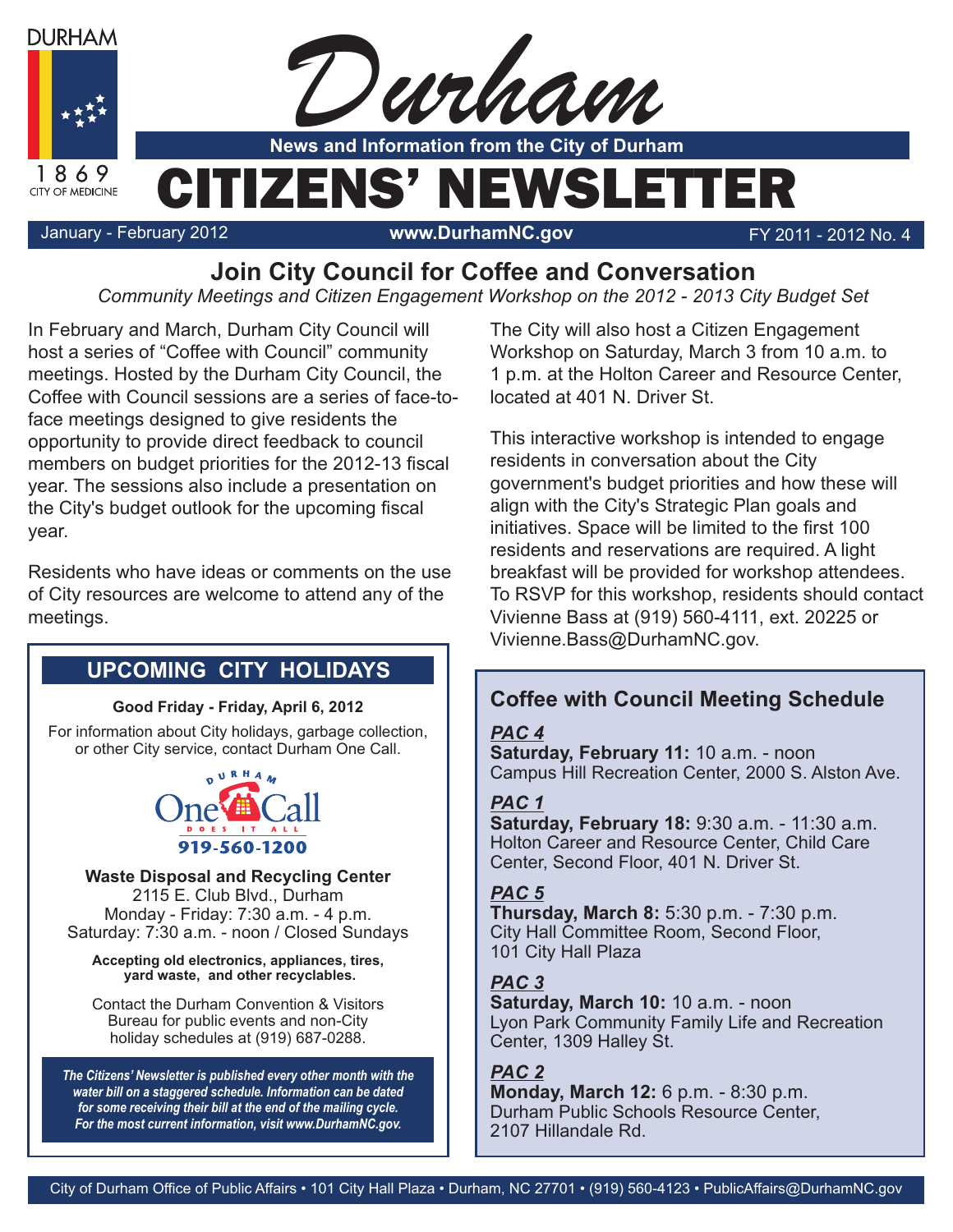# Durham

**News and Information from the City of Durham**

# CITIZENS' NEWSLETTER

January - February 2012 | **www.DurhamNC.gov** | FY 2011 - 2012 No. 4

## Join City Council for Coffee and Conversation

*Community Meetings and Citizen Engagement Workshop on the 2012 - 2013 City Budget Set*

In February and March, Durham City Council will host a series of "Coffee with Council" community meetings. Hosted by the Durham City Council, the Coffee with Council sessions are a series of face-to-face meetings designed to give residents the opportunity to provide direct feedback to council members on budget priorities for the 2012-13 fiscal year. The sessions also include a presentation on the City's budget outlook for the upcoming fiscal year.

Residents who have ideas or comments on the use of City resources are welcome to attend any of the meetings.

The City will also host a Citizen Engagement Workshop on Saturday, March 3 from 10 a.m. to 1 p.m. at the Holton Career and Resource Center, located at 401 N. Driver St.

This interactive workshop is intended to engage residents in conversation about the City government's budget priorities and how these will align with the City's Strategic Plan goals and initiatives. Space will be limited to the first 100 residents and reservations are required. A light breakfast will be provided for workshop attendees. To RSVP for this workshop, residents should contact Vivienne Bass at (919) 560-4111, ext. 20225 or Vivienne.Bass@DurhamNC.gov.

### Coffee with Council Meeting Schedule

***PAC 4***
**Saturday, February 11:** 10 a.m. - noon
Campus Hill Recreation Center, 2000 S. Alston Ave.

***PAC 1***
**Saturday, February 18:** 9:30 a.m. - 11:30 a.m.
Holton Career and Resource Center, Child Care Center, Second Floor, 401 N. Driver St.

***PAC 5***
**Thursday, March 8:** 5:30 p.m. - 7:30 p.m.
City Hall Committee Room, Second Floor, 101 City Hall Plaza

***PAC 3***
**Saturday, March 10:** 10 a.m. - noon
Lyon Park Community Family Life and Recreation Center, 1309 Halley St.

***PAC 2***
**Monday, March 12:** 6 p.m. - 8:30 p.m.
Durham Public Schools Resource Center, 2107 Hillandale Rd.

## UPCOMING CITY HOLIDAYS

**Good Friday - Friday, April 6, 2012**

For information about City holidays, garbage collection, or other City service, contact Durham One Call.

Durham One Call — Does It All
919-560-1200

**Waste Disposal and Recycling Center**
2115 E. Club Blvd., Durham
Monday - Friday: 7:30 a.m. - 4 p.m.
Saturday: 7:30 a.m. - noon / Closed Sundays

**Accepting old electronics, appliances, tires, yard waste, and other recyclables.**

Contact the Durham Convention & Visitors Bureau for public events and non-City holiday schedules at (919) 687-0288.

***The Citizens' Newsletter is published every other month with the water bill on a staggered schedule. Information can be dated for some receiving their bill at the end of the mailing cycle. For the most current information, visit www.DurhamNC.gov.***

City of Durham Office of Public Affairs • 101 City Hall Plaza • Durham, NC 27701 • (919) 560-4123 • PublicAffairs@DurhamNC.gov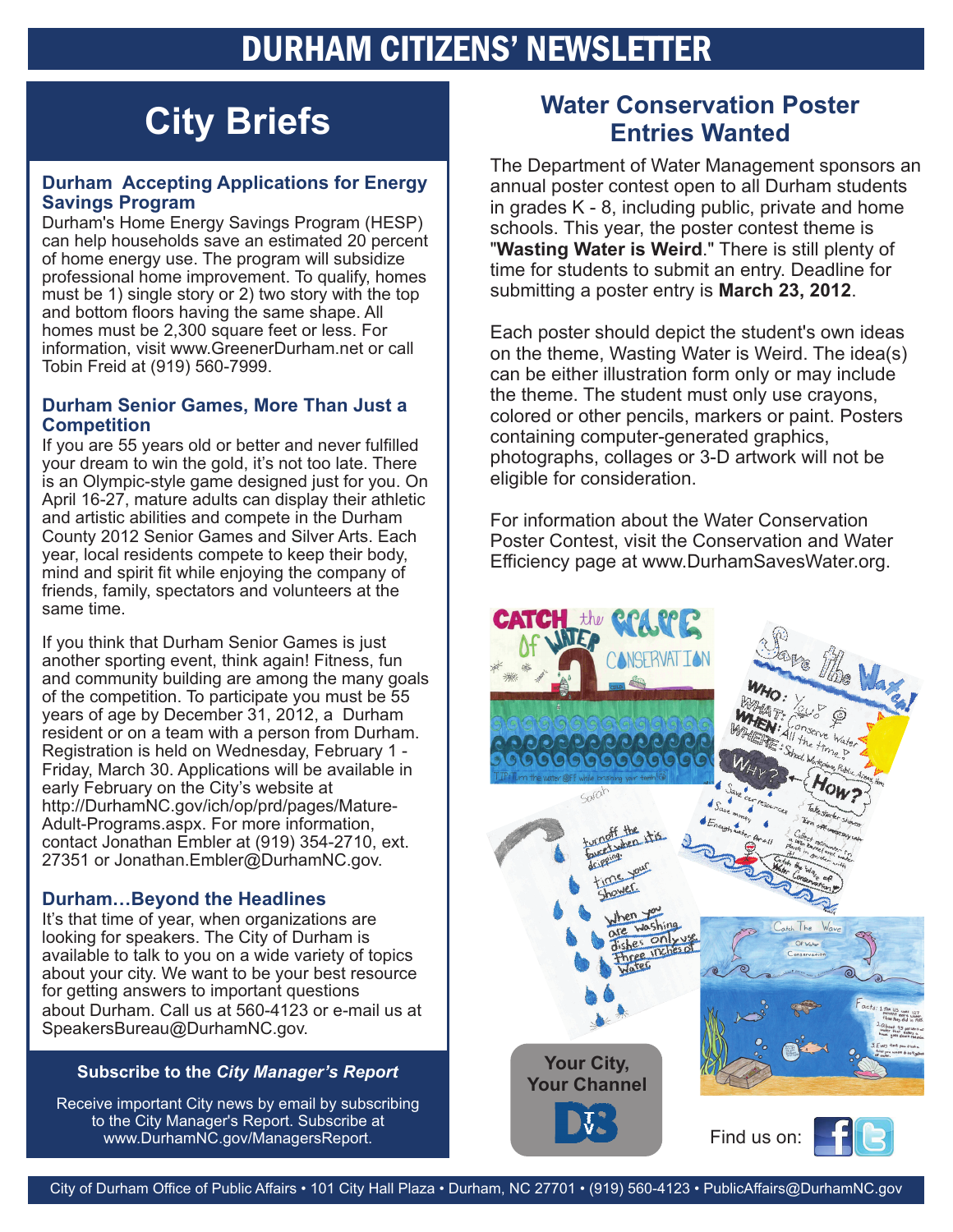# DURHAM CITIZENS' NEWSLETTER

## City Briefs

### Durham Accepting Applications for Energy Savings Program

Durham's Home Energy Savings Program (HESP) can help households save an estimated 20 percent of home energy use. The program will subsidize professional home improvement. To qualify, homes must be 1) single story or 2) two story with the top and bottom floors having the same shape. All homes must be 2,300 square feet or less. For information, visit www.GreenerDurham.net or call Tobin Freid at (919) 560-7999.

### Durham Senior Games, More Than Just a Competition

If you are 55 years old or better and never fulfilled your dream to win the gold, it's not too late. There is an Olympic-style game designed just for you. On April 16-27, mature adults can display their athletic and artistic abilities and compete in the Durham County 2012 Senior Games and Silver Arts. Each year, local residents compete to keep their body, mind and spirit fit while enjoying the company of friends, family, spectators and volunteers at the same time.

If you think that Durham Senior Games is just another sporting event, think again! Fitness, fun and community building are among the many goals of the competition. To participate you must be 55 years of age by December 31, 2012, a Durham resident or on a team with a person from Durham. Registration is held on Wednesday, February 1 - Friday, March 30. Applications will be available in early February on the City's website at http://DurhamNC.gov/ich/op/prd/pages/Mature-Adult-Programs.aspx. For more information, contact Jonathan Embler at (919) 354-2710, ext. 27351 or Jonathan.Embler@DurhamNC.gov.

### Durham…Beyond the Headlines

It's that time of year, when organizations are looking for speakers. The City of Durham is available to talk to you on a wide variety of topics about your city. We want to be your best resource for getting answers to important questions about Durham. Call us at 560-4123 or e-mail us at SpeakersBureau@DurhamNC.gov.

**Subscribe to the *City Manager's Report***

Receive important City news by email by subscribing to the City Manager's Report. Subscribe at www.DurhamNC.gov/ManagersReport.

## Water Conservation Poster Entries Wanted

The Department of Water Management sponsors an annual poster contest open to all Durham students in grades K - 8, including public, private and home schools. This year, the poster contest theme is "**Wasting Water is Weird**." There is still plenty of time for students to submit an entry. Deadline for submitting a poster entry is **March 23, 2012**.

Each poster should depict the student's own ideas on the theme, Wasting Water is Weird. The idea(s) can be either illustration form only or may include the theme. The student must only use crayons, colored or other pencils, markers or paint. Posters containing computer-generated graphics, photographs, collages or 3-D artwork will not be eligible for consideration.

For information about the Water Conservation Poster Contest, visit the Conservation and Water Efficiency page at www.DurhamSavesWater.org.

Your City, Your Channel

Find us on:

City of Durham Office of Public Affairs • 101 City Hall Plaza • Durham, NC 27701 • (919) 560-4123 • PublicAffairs@DurhamNC.gov